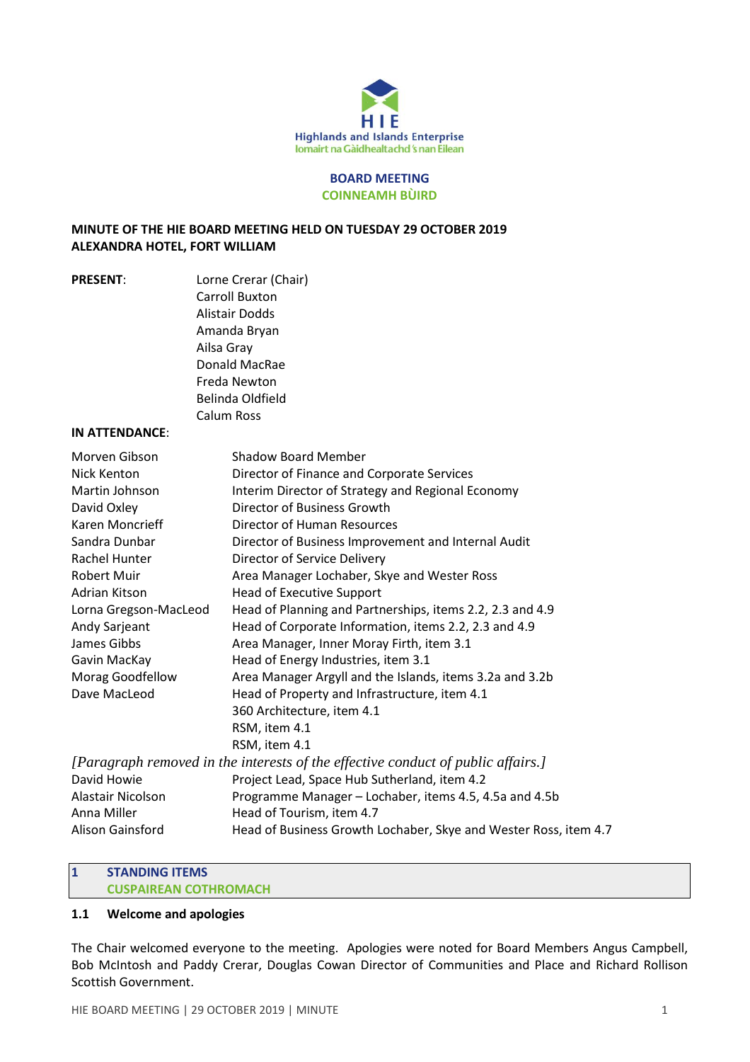Highlands and Islands Enterprise
Iomairt na Gàidhealtachd 's nan Eilean

**BOARD MEETING**
**COINNEAMH BÙIRD**

**MINUTE OF THE HIE BOARD MEETING HELD ON TUESDAY 29 OCTOBER 2019**
**ALEXANDRA HOTEL, FORT WILLIAM**

**PRESENT**:

Lorne Crerar (Chair)
Carroll Buxton
Alistair Dodds
Amanda Bryan
Ailsa Gray
Donald MacRae
Freda Newton
Belinda Oldfield
Calum Ross

**IN ATTENDANCE**:

| | |
|---|---|
| Morven Gibson | Shadow Board Member |
| Nick Kenton | Director of Finance and Corporate Services |
| Martin Johnson | Interim Director of Strategy and Regional Economy |
| David Oxley | Director of Business Growth |
| Karen Moncrieff | Director of Human Resources |
| Sandra Dunbar | Director of Business Improvement and Internal Audit |
| Rachel Hunter | Director of Service Delivery |
| Robert Muir | Area Manager Lochaber, Skye and Wester Ross |
| Adrian Kitson | Head of Executive Support |
| Lorna Gregson-MacLeod | Head of Planning and Partnerships, items 2.2, 2.3 and 4.9 |
| Andy Sarjeant | Head of Corporate Information, items 2.2, 2.3 and 4.9 |
| James Gibbs | Area Manager, Inner Moray Firth, item 3.1 |
| Gavin MacKay | Head of Energy Industries, item 3.1 |
| Morag Goodfellow | Area Manager Argyll and the Islands, items 3.2a and 3.2b |
| Dave MacLeod | Head of Property and Infrastructure, item 4.1 |
| | 360 Architecture, item 4.1 |
| | RSM, item 4.1 |
| | RSM, item 4.1 |

*[Paragraph removed in the interests of the effective conduct of public affairs.]*

| | |
|---|---|
| David Howie | Project Lead, Space Hub Sutherland, item 4.2 |
| Alastair Nicolson | Programme Manager – Lochaber, items 4.5, 4.5a and 4.5b |
| Anna Miller | Head of Tourism, item 4.7 |
| Alison Gainsford | Head of Business Growth Lochaber, Skye and Wester Ross, item 4.7 |

## 1 STANDING ITEMS
## CUSPAIREAN COTHROMACH

### 1.1 Welcome and apologies

The Chair welcomed everyone to the meeting. Apologies were noted for Board Members Angus Campbell, Bob McIntosh and Paddy Crerar, Douglas Cowan Director of Communities and Place and Richard Rollison Scottish Government.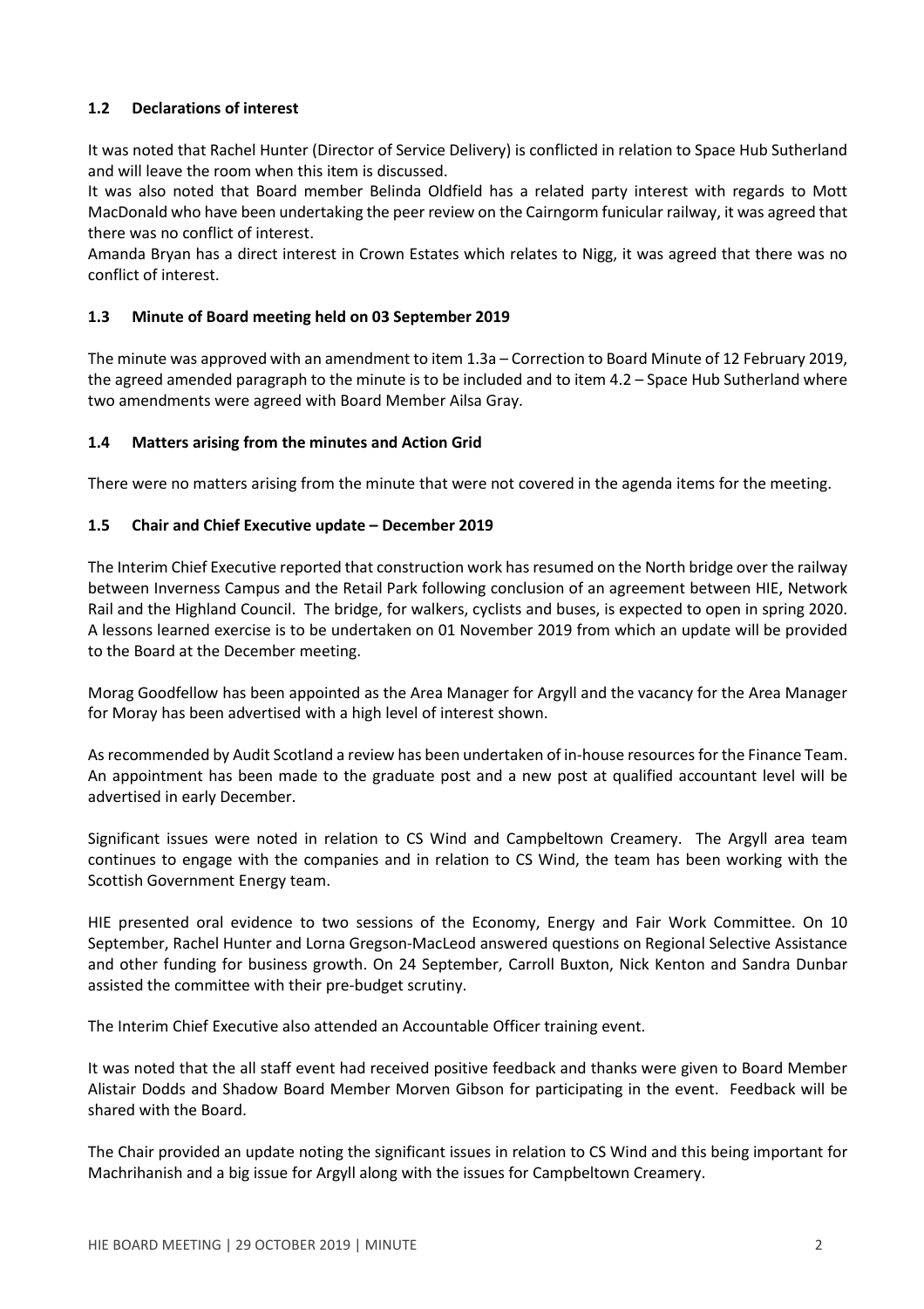### 1.2 Declarations of interest

It was noted that Rachel Hunter (Director of Service Delivery) is conflicted in relation to Space Hub Sutherland and will leave the room when this item is discussed.
It was also noted that Board member Belinda Oldfield has a related party interest with regards to Mott MacDonald who have been undertaking the peer review on the Cairngorm funicular railway, it was agreed that there was no conflict of interest.
Amanda Bryan has a direct interest in Crown Estates which relates to Nigg, it was agreed that there was no conflict of interest.

### 1.3 Minute of Board meeting held on 03 September 2019

The minute was approved with an amendment to item 1.3a – Correction to Board Minute of 12 February 2019, the agreed amended paragraph to the minute is to be included and to item 4.2 – Space Hub Sutherland where two amendments were agreed with Board Member Ailsa Gray.

### 1.4 Matters arising from the minutes and Action Grid

There were no matters arising from the minute that were not covered in the agenda items for the meeting.

### 1.5 Chair and Chief Executive update – December 2019

The Interim Chief Executive reported that construction work has resumed on the North bridge over the railway between Inverness Campus and the Retail Park following conclusion of an agreement between HIE, Network Rail and the Highland Council. The bridge, for walkers, cyclists and buses, is expected to open in spring 2020. A lessons learned exercise is to be undertaken on 01 November 2019 from which an update will be provided to the Board at the December meeting.

Morag Goodfellow has been appointed as the Area Manager for Argyll and the vacancy for the Area Manager for Moray has been advertised with a high level of interest shown.

As recommended by Audit Scotland a review has been undertaken of in-house resources for the Finance Team. An appointment has been made to the graduate post and a new post at qualified accountant level will be advertised in early December.

Significant issues were noted in relation to CS Wind and Campbeltown Creamery. The Argyll area team continues to engage with the companies and in relation to CS Wind, the team has been working with the Scottish Government Energy team.

HIE presented oral evidence to two sessions of the Economy, Energy and Fair Work Committee. On 10 September, Rachel Hunter and Lorna Gregson-MacLeod answered questions on Regional Selective Assistance and other funding for business growth. On 24 September, Carroll Buxton, Nick Kenton and Sandra Dunbar assisted the committee with their pre-budget scrutiny.

The Interim Chief Executive also attended an Accountable Officer training event.

It was noted that the all staff event had received positive feedback and thanks were given to Board Member Alistair Dodds and Shadow Board Member Morven Gibson for participating in the event. Feedback will be shared with the Board.

The Chair provided an update noting the significant issues in relation to CS Wind and this being important for Machrihanish and a big issue for Argyll along with the issues for Campbeltown Creamery.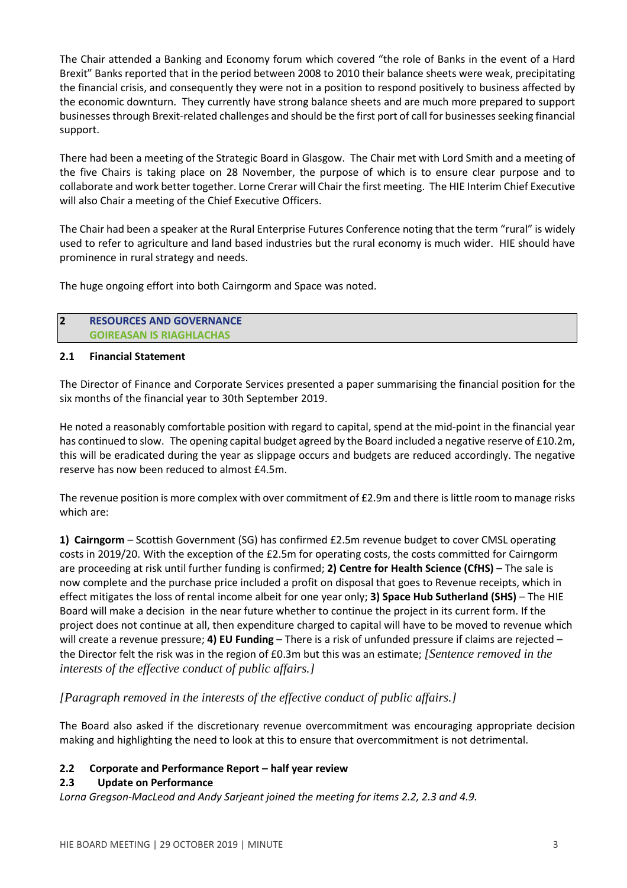The Chair attended a Banking and Economy forum which covered "the role of Banks in the event of a Hard Brexit" Banks reported that in the period between 2008 to 2010 their balance sheets were weak, precipitating the financial crisis, and consequently they were not in a position to respond positively to business affected by the economic downturn. They currently have strong balance sheets and are much more prepared to support businesses through Brexit-related challenges and should be the first port of call for businesses seeking financial support.

There had been a meeting of the Strategic Board in Glasgow. The Chair met with Lord Smith and a meeting of the five Chairs is taking place on 28 November, the purpose of which is to ensure clear purpose and to collaborate and work better together. Lorne Crerar will Chair the first meeting. The HIE Interim Chief Executive will also Chair a meeting of the Chief Executive Officers.

The Chair had been a speaker at the Rural Enterprise Futures Conference noting that the term "rural" is widely used to refer to agriculture and land based industries but the rural economy is much wider. HIE should have prominence in rural strategy and needs.

The huge ongoing effort into both Cairngorm and Space was noted.

## 2 RESOURCES AND GOVERNANCE
## GOIREASAN IS RIAGHLACHAS

### 2.1 Financial Statement

The Director of Finance and Corporate Services presented a paper summarising the financial position for the six months of the financial year to 30th September 2019.

He noted a reasonably comfortable position with regard to capital, spend at the mid-point in the financial year has continued to slow. The opening capital budget agreed by the Board included a negative reserve of £10.2m, this will be eradicated during the year as slippage occurs and budgets are reduced accordingly. The negative reserve has now been reduced to almost £4.5m.

The revenue position is more complex with over commitment of £2.9m and there is little room to manage risks which are:

**1) Cairngorm** – Scottish Government (SG) has confirmed £2.5m revenue budget to cover CMSL operating costs in 2019/20. With the exception of the £2.5m for operating costs, the costs committed for Cairngorm are proceeding at risk until further funding is confirmed; **2) Centre for Health Science (CfHS)** – The sale is now complete and the purchase price included a profit on disposal that goes to Revenue receipts, which in effect mitigates the loss of rental income albeit for one year only; **3) Space Hub Sutherland (SHS)** – The HIE Board will make a decision in the near future whether to continue the project in its current form. If the project does not continue at all, then expenditure charged to capital will have to be moved to revenue which will create a revenue pressure; **4) EU Funding** – There is a risk of unfunded pressure if claims are rejected – the Director felt the risk was in the region of £0.3m but this was an estimate; *[Sentence removed in the interests of the effective conduct of public affairs.]*

*[Paragraph removed in the interests of the effective conduct of public affairs.]*

The Board also asked if the discretionary revenue overcommitment was encouraging appropriate decision making and highlighting the need to look at this to ensure that overcommitment is not detrimental.

### 2.2 Corporate and Performance Report – half year review

### 2.3 Update on Performance

*Lorna Gregson-MacLeod and Andy Sarjeant joined the meeting for items 2.2, 2.3 and 4.9.*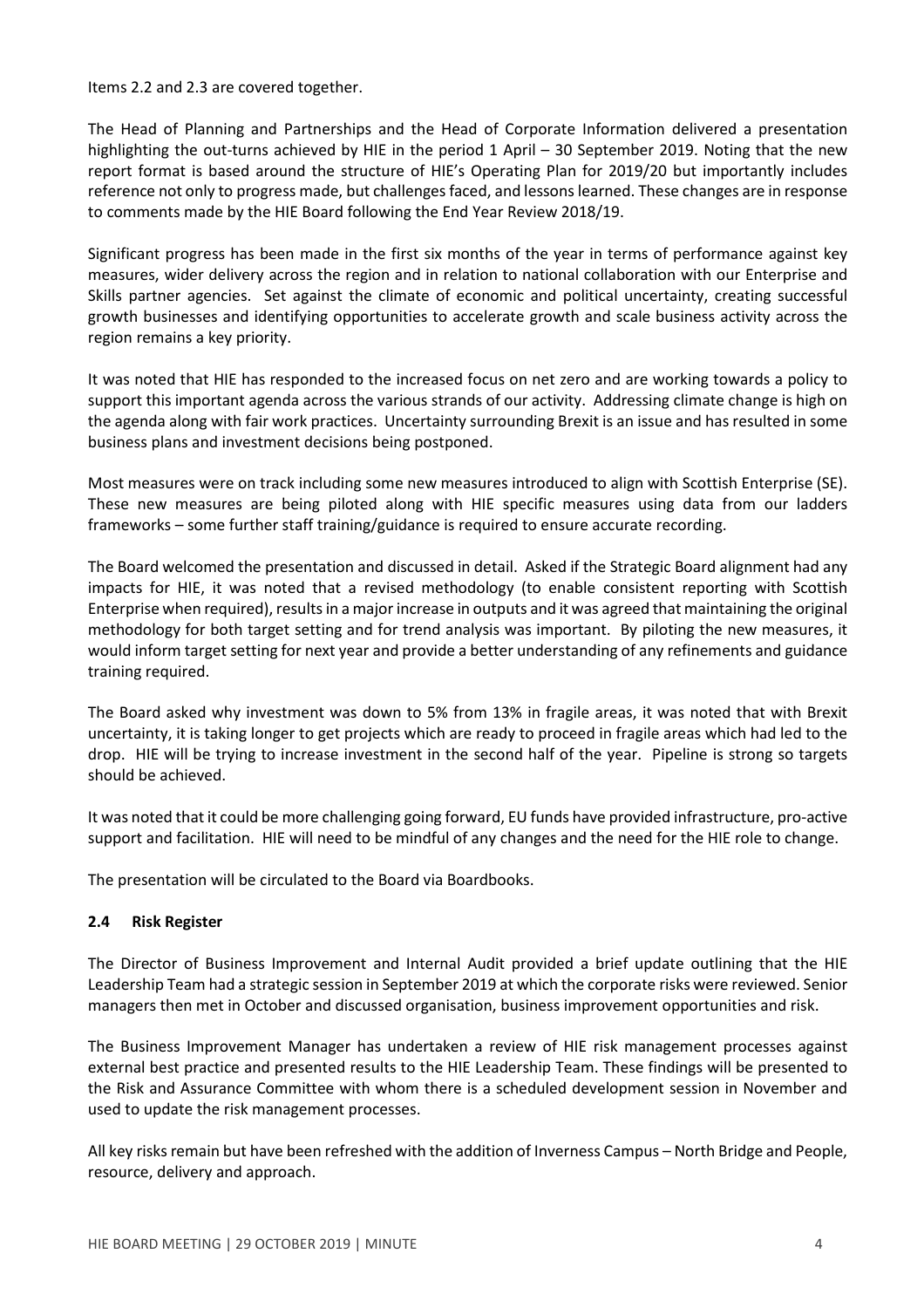Items 2.2 and 2.3 are covered together.

The Head of Planning and Partnerships and the Head of Corporate Information delivered a presentation highlighting the out-turns achieved by HIE in the period 1 April – 30 September 2019. Noting that the new report format is based around the structure of HIE's Operating Plan for 2019/20 but importantly includes reference not only to progress made, but challenges faced, and lessons learned. These changes are in response to comments made by the HIE Board following the End Year Review 2018/19.

Significant progress has been made in the first six months of the year in terms of performance against key measures, wider delivery across the region and in relation to national collaboration with our Enterprise and Skills partner agencies. Set against the climate of economic and political uncertainty, creating successful growth businesses and identifying opportunities to accelerate growth and scale business activity across the region remains a key priority.

It was noted that HIE has responded to the increased focus on net zero and are working towards a policy to support this important agenda across the various strands of our activity. Addressing climate change is high on the agenda along with fair work practices. Uncertainty surrounding Brexit is an issue and has resulted in some business plans and investment decisions being postponed.

Most measures were on track including some new measures introduced to align with Scottish Enterprise (SE). These new measures are being piloted along with HIE specific measures using data from our ladders frameworks – some further staff training/guidance is required to ensure accurate recording.

The Board welcomed the presentation and discussed in detail. Asked if the Strategic Board alignment had any impacts for HIE, it was noted that a revised methodology (to enable consistent reporting with Scottish Enterprise when required), results in a major increase in outputs and it was agreed that maintaining the original methodology for both target setting and for trend analysis was important. By piloting the new measures, it would inform target setting for next year and provide a better understanding of any refinements and guidance training required.

The Board asked why investment was down to 5% from 13% in fragile areas, it was noted that with Brexit uncertainty, it is taking longer to get projects which are ready to proceed in fragile areas which had led to the drop. HIE will be trying to increase investment in the second half of the year. Pipeline is strong so targets should be achieved.

It was noted that it could be more challenging going forward, EU funds have provided infrastructure, pro-active support and facilitation. HIE will need to be mindful of any changes and the need for the HIE role to change.

The presentation will be circulated to the Board via Boardbooks.

### 2.4 Risk Register

The Director of Business Improvement and Internal Audit provided a brief update outlining that the HIE Leadership Team had a strategic session in September 2019 at which the corporate risks were reviewed. Senior managers then met in October and discussed organisation, business improvement opportunities and risk.

The Business Improvement Manager has undertaken a review of HIE risk management processes against external best practice and presented results to the HIE Leadership Team. These findings will be presented to the Risk and Assurance Committee with whom there is a scheduled development session in November and used to update the risk management processes.

All key risks remain but have been refreshed with the addition of Inverness Campus – North Bridge and People, resource, delivery and approach.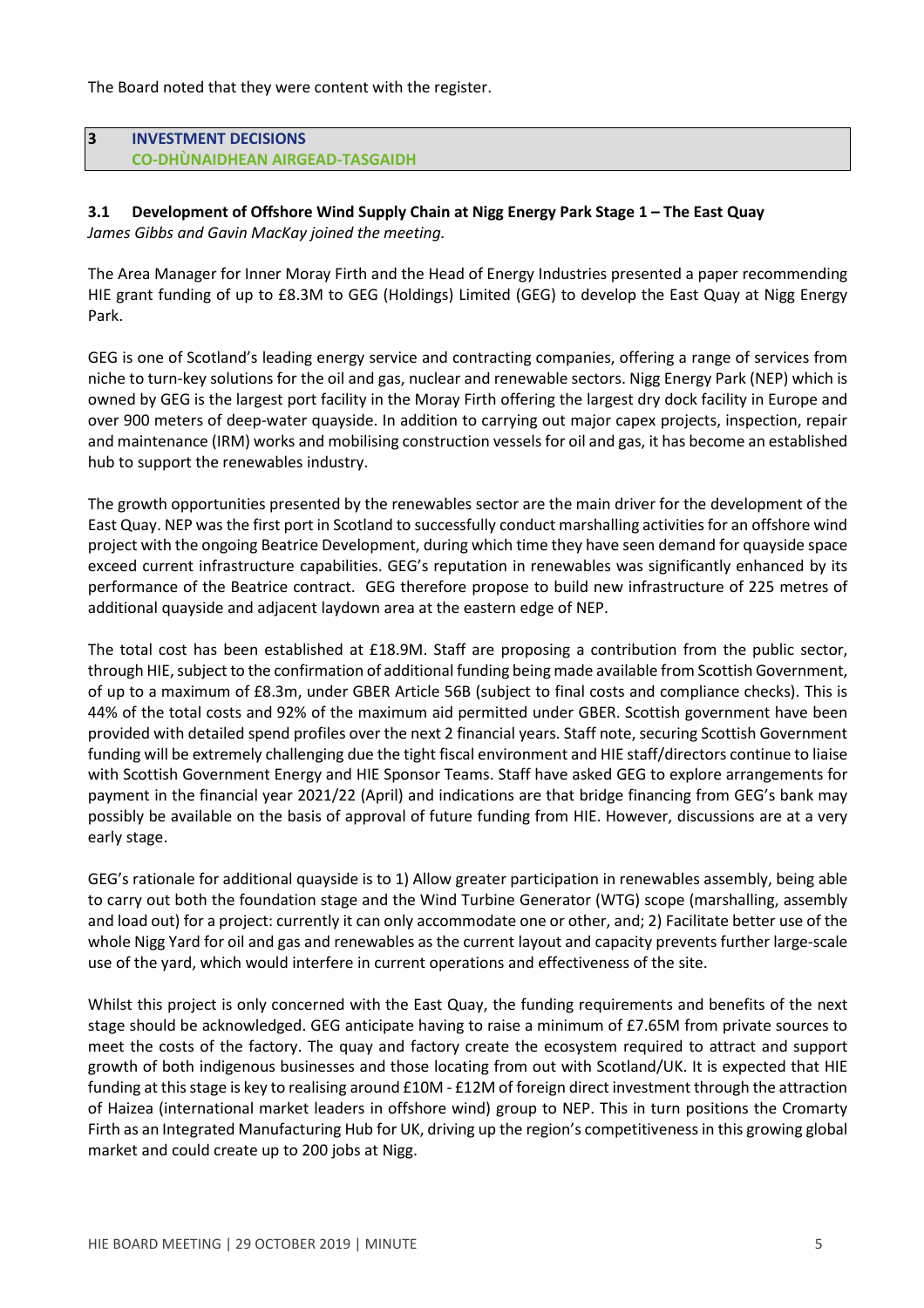The Board noted that they were content with the register.

## 3 INVESTMENT DECISIONS
## CO-DHÙNAIDHEAN AIRGEAD-TASGAIDH

### 3.1 Development of Offshore Wind Supply Chain at Nigg Energy Park Stage 1 – The East Quay

*James Gibbs and Gavin MacKay joined the meeting.*

The Area Manager for Inner Moray Firth and the Head of Energy Industries presented a paper recommending HIE grant funding of up to £8.3M to GEG (Holdings) Limited (GEG) to develop the East Quay at Nigg Energy Park.

GEG is one of Scotland's leading energy service and contracting companies, offering a range of services from niche to turn-key solutions for the oil and gas, nuclear and renewable sectors. Nigg Energy Park (NEP) which is owned by GEG is the largest port facility in the Moray Firth offering the largest dry dock facility in Europe and over 900 meters of deep-water quayside. In addition to carrying out major capex projects, inspection, repair and maintenance (IRM) works and mobilising construction vessels for oil and gas, it has become an established hub to support the renewables industry.

The growth opportunities presented by the renewables sector are the main driver for the development of the East Quay. NEP was the first port in Scotland to successfully conduct marshalling activities for an offshore wind project with the ongoing Beatrice Development, during which time they have seen demand for quayside space exceed current infrastructure capabilities. GEG's reputation in renewables was significantly enhanced by its performance of the Beatrice contract. GEG therefore propose to build new infrastructure of 225 metres of additional quayside and adjacent laydown area at the eastern edge of NEP.

The total cost has been established at £18.9M. Staff are proposing a contribution from the public sector, through HIE, subject to the confirmation of additional funding being made available from Scottish Government, of up to a maximum of £8.3m, under GBER Article 56B (subject to final costs and compliance checks). This is 44% of the total costs and 92% of the maximum aid permitted under GBER. Scottish government have been provided with detailed spend profiles over the next 2 financial years. Staff note, securing Scottish Government funding will be extremely challenging due the tight fiscal environment and HIE staff/directors continue to liaise with Scottish Government Energy and HIE Sponsor Teams. Staff have asked GEG to explore arrangements for payment in the financial year 2021/22 (April) and indications are that bridge financing from GEG's bank may possibly be available on the basis of approval of future funding from HIE. However, discussions are at a very early stage.

GEG's rationale for additional quayside is to 1) Allow greater participation in renewables assembly, being able to carry out both the foundation stage and the Wind Turbine Generator (WTG) scope (marshalling, assembly and load out) for a project: currently it can only accommodate one or other, and; 2) Facilitate better use of the whole Nigg Yard for oil and gas and renewables as the current layout and capacity prevents further large-scale use of the yard, which would interfere in current operations and effectiveness of the site.

Whilst this project is only concerned with the East Quay, the funding requirements and benefits of the next stage should be acknowledged. GEG anticipate having to raise a minimum of £7.65M from private sources to meet the costs of the factory. The quay and factory create the ecosystem required to attract and support growth of both indigenous businesses and those locating from out with Scotland/UK. It is expected that HIE funding at this stage is key to realising around £10M - £12M of foreign direct investment through the attraction of Haizea (international market leaders in offshore wind) group to NEP. This in turn positions the Cromarty Firth as an Integrated Manufacturing Hub for UK, driving up the region's competitiveness in this growing global market and could create up to 200 jobs at Nigg.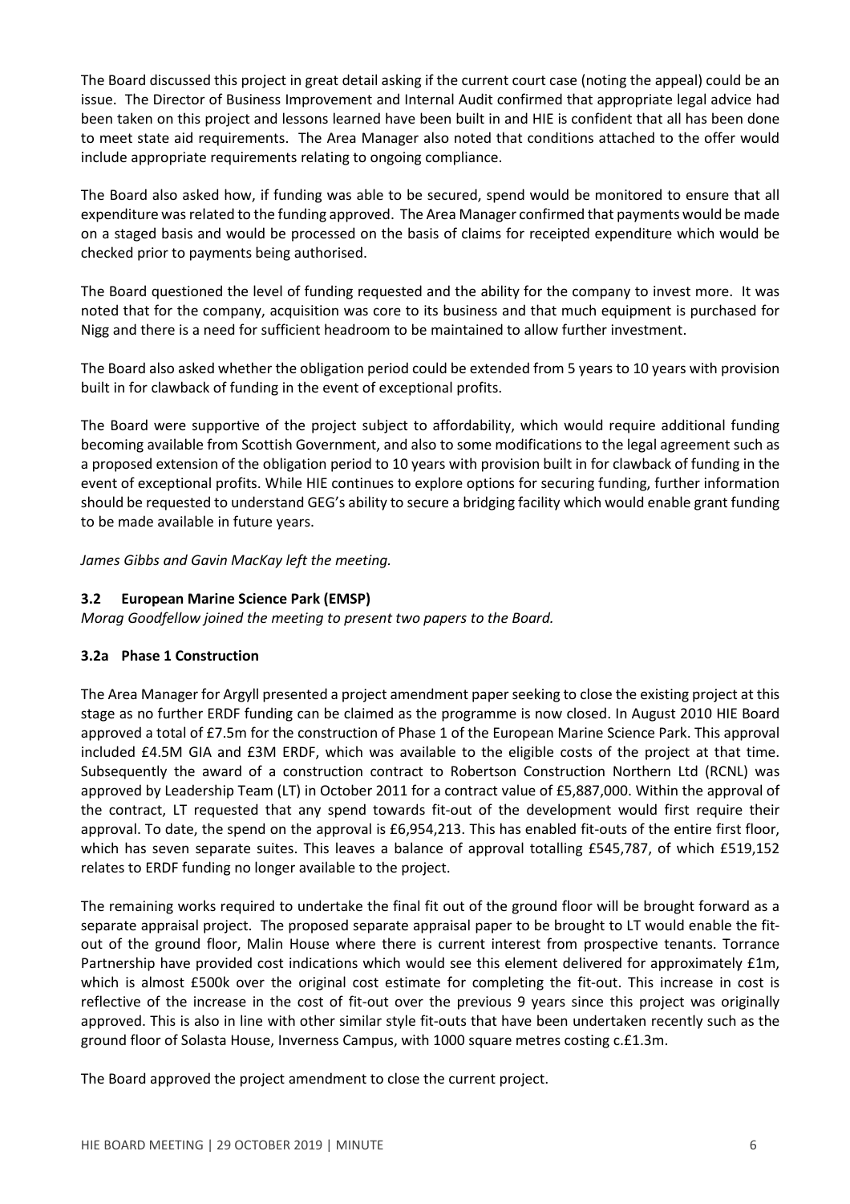The Board discussed this project in great detail asking if the current court case (noting the appeal) could be an issue. The Director of Business Improvement and Internal Audit confirmed that appropriate legal advice had been taken on this project and lessons learned have been built in and HIE is confident that all has been done to meet state aid requirements. The Area Manager also noted that conditions attached to the offer would include appropriate requirements relating to ongoing compliance.

The Board also asked how, if funding was able to be secured, spend would be monitored to ensure that all expenditure was related to the funding approved. The Area Manager confirmed that payments would be made on a staged basis and would be processed on the basis of claims for receipted expenditure which would be checked prior to payments being authorised.

The Board questioned the level of funding requested and the ability for the company to invest more. It was noted that for the company, acquisition was core to its business and that much equipment is purchased for Nigg and there is a need for sufficient headroom to be maintained to allow further investment.

The Board also asked whether the obligation period could be extended from 5 years to 10 years with provision built in for clawback of funding in the event of exceptional profits.

The Board were supportive of the project subject to affordability, which would require additional funding becoming available from Scottish Government, and also to some modifications to the legal agreement such as a proposed extension of the obligation period to 10 years with provision built in for clawback of funding in the event of exceptional profits. While HIE continues to explore options for securing funding, further information should be requested to understand GEG's ability to secure a bridging facility which would enable grant funding to be made available in future years.

*James Gibbs and Gavin MacKay left the meeting.*

### 3.2 European Marine Science Park (EMSP)

*Morag Goodfellow joined the meeting to present two papers to the Board.*

#### 3.2a Phase 1 Construction

The Area Manager for Argyll presented a project amendment paper seeking to close the existing project at this stage as no further ERDF funding can be claimed as the programme is now closed. In August 2010 HIE Board approved a total of £7.5m for the construction of Phase 1 of the European Marine Science Park. This approval included £4.5M GIA and £3M ERDF, which was available to the eligible costs of the project at that time. Subsequently the award of a construction contract to Robertson Construction Northern Ltd (RCNL) was approved by Leadership Team (LT) in October 2011 for a contract value of £5,887,000. Within the approval of the contract, LT requested that any spend towards fit-out of the development would first require their approval. To date, the spend on the approval is £6,954,213. This has enabled fit-outs of the entire first floor, which has seven separate suites. This leaves a balance of approval totalling £545,787, of which £519,152 relates to ERDF funding no longer available to the project.

The remaining works required to undertake the final fit out of the ground floor will be brought forward as a separate appraisal project. The proposed separate appraisal paper to be brought to LT would enable the fit-out of the ground floor, Malin House where there is current interest from prospective tenants. Torrance Partnership have provided cost indications which would see this element delivered for approximately £1m, which is almost £500k over the original cost estimate for completing the fit-out. This increase in cost is reflective of the increase in the cost of fit-out over the previous 9 years since this project was originally approved. This is also in line with other similar style fit-outs that have been undertaken recently such as the ground floor of Solasta House, Inverness Campus, with 1000 square metres costing c.£1.3m.

The Board approved the project amendment to close the current project.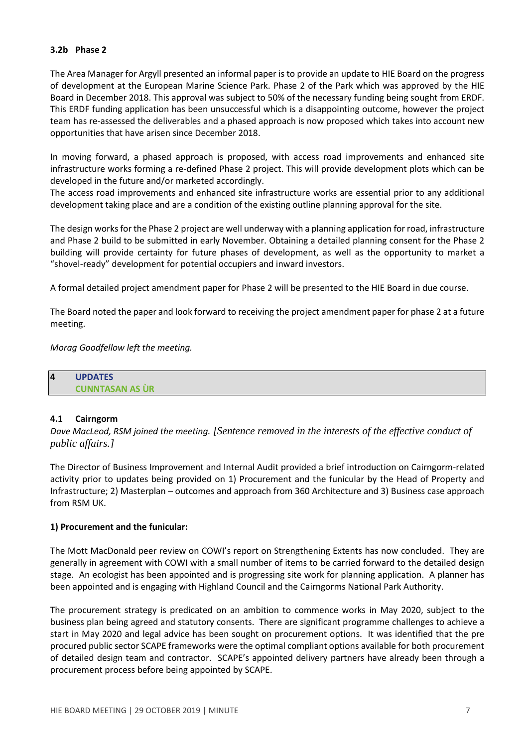### 3.2b Phase 2

The Area Manager for Argyll presented an informal paper is to provide an update to HIE Board on the progress of development at the European Marine Science Park. Phase 2 of the Park which was approved by the HIE Board in December 2018. This approval was subject to 50% of the necessary funding being sought from ERDF. This ERDF funding application has been unsuccessful which is a disappointing outcome, however the project team has re-assessed the deliverables and a phased approach is now proposed which takes into account new opportunities that have arisen since December 2018.

In moving forward, a phased approach is proposed, with access road improvements and enhanced site infrastructure works forming a re-defined Phase 2 project. This will provide development plots which can be developed in the future and/or marketed accordingly.
The access road improvements and enhanced site infrastructure works are essential prior to any additional development taking place and are a condition of the existing outline planning approval for the site.

The design works for the Phase 2 project are well underway with a planning application for road, infrastructure and Phase 2 build to be submitted in early November. Obtaining a detailed planning consent for the Phase 2 building will provide certainty for future phases of development, as well as the opportunity to market a "shovel-ready" development for potential occupiers and inward investors.

A formal detailed project amendment paper for Phase 2 will be presented to the HIE Board in due course.

The Board noted the paper and look forward to receiving the project amendment paper for phase 2 at a future meeting.

*Morag Goodfellow left the meeting.*

## 4 UPDATES
## CUNNTASAN AS ÙR

### 4.1 Cairngorm

*Dave MacLeod, RSM joined the meeting. [Sentence removed in the interests of the effective conduct of public affairs.]*

The Director of Business Improvement and Internal Audit provided a brief introduction on Cairngorm-related activity prior to updates being provided on 1) Procurement and the funicular by the Head of Property and Infrastructure; 2) Masterplan – outcomes and approach from 360 Architecture and 3) Business case approach from RSM UK.

**1) Procurement and the funicular:**

The Mott MacDonald peer review on COWI's report on Strengthening Extents has now concluded. They are generally in agreement with COWI with a small number of items to be carried forward to the detailed design stage. An ecologist has been appointed and is progressing site work for planning application. A planner has been appointed and is engaging with Highland Council and the Cairngorms National Park Authority.

The procurement strategy is predicated on an ambition to commence works in May 2020, subject to the business plan being agreed and statutory consents. There are significant programme challenges to achieve a start in May 2020 and legal advice has been sought on procurement options. It was identified that the pre procured public sector SCAPE frameworks were the optimal compliant options available for both procurement of detailed design team and contractor. SCAPE's appointed delivery partners have already been through a procurement process before being appointed by SCAPE.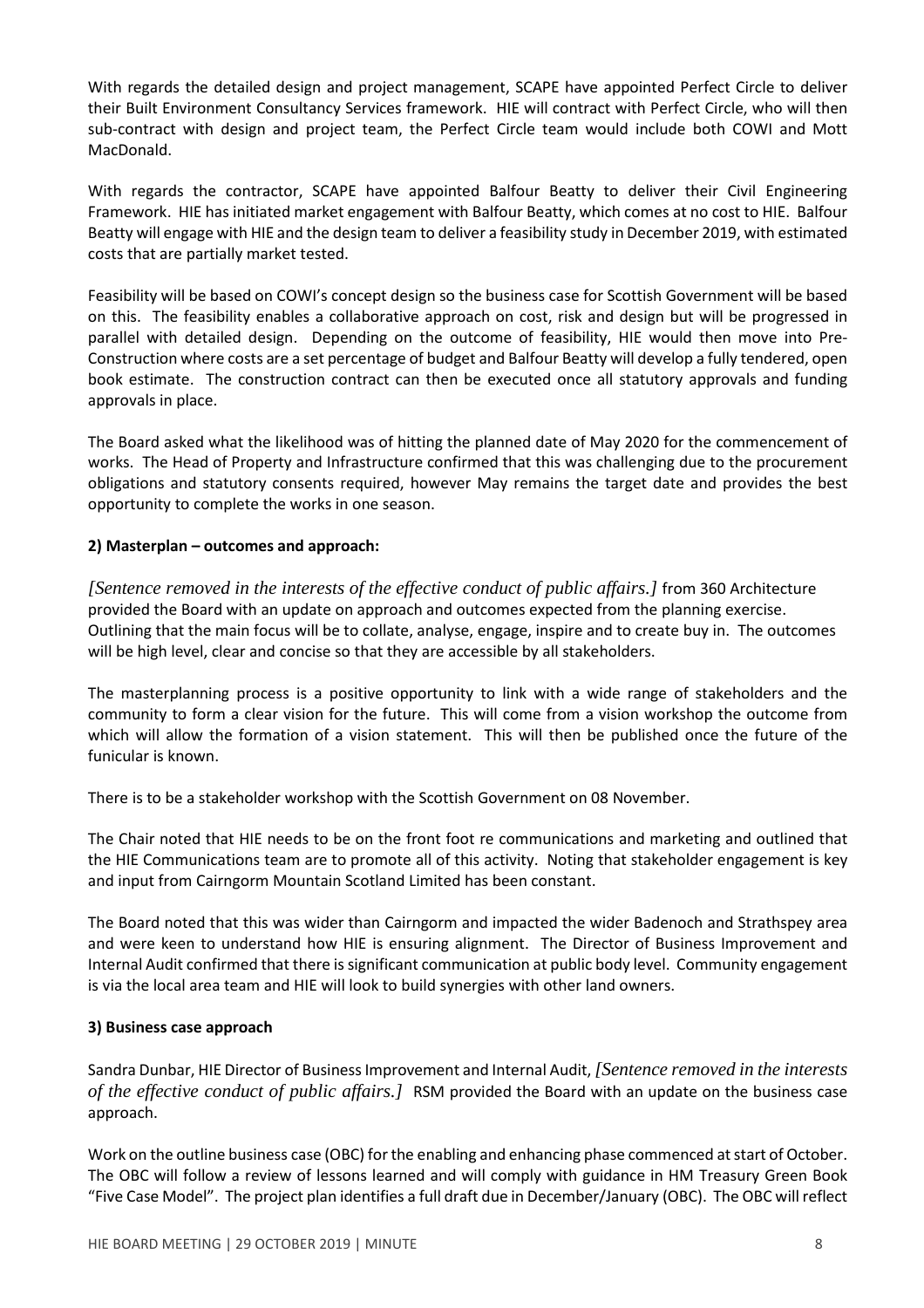With regards the detailed design and project management, SCAPE have appointed Perfect Circle to deliver their Built Environment Consultancy Services framework. HIE will contract with Perfect Circle, who will then sub-contract with design and project team, the Perfect Circle team would include both COWI and Mott MacDonald.

With regards the contractor, SCAPE have appointed Balfour Beatty to deliver their Civil Engineering Framework. HIE has initiated market engagement with Balfour Beatty, which comes at no cost to HIE. Balfour Beatty will engage with HIE and the design team to deliver a feasibility study in December 2019, with estimated costs that are partially market tested.

Feasibility will be based on COWI's concept design so the business case for Scottish Government will be based on this. The feasibility enables a collaborative approach on cost, risk and design but will be progressed in parallel with detailed design. Depending on the outcome of feasibility, HIE would then move into Pre-Construction where costs are a set percentage of budget and Balfour Beatty will develop a fully tendered, open book estimate. The construction contract can then be executed once all statutory approvals and funding approvals in place.

The Board asked what the likelihood was of hitting the planned date of May 2020 for the commencement of works. The Head of Property and Infrastructure confirmed that this was challenging due to the procurement obligations and statutory consents required, however May remains the target date and provides the best opportunity to complete the works in one season.

**2) Masterplan – outcomes and approach:**

*[Sentence removed in the interests of the effective conduct of public affairs.]* from 360 Architecture provided the Board with an update on approach and outcomes expected from the planning exercise. Outlining that the main focus will be to collate, analyse, engage, inspire and to create buy in. The outcomes will be high level, clear and concise so that they are accessible by all stakeholders.

The masterplanning process is a positive opportunity to link with a wide range of stakeholders and the community to form a clear vision for the future. This will come from a vision workshop the outcome from which will allow the formation of a vision statement. This will then be published once the future of the funicular is known.

There is to be a stakeholder workshop with the Scottish Government on 08 November.

The Chair noted that HIE needs to be on the front foot re communications and marketing and outlined that the HIE Communications team are to promote all of this activity. Noting that stakeholder engagement is key and input from Cairngorm Mountain Scotland Limited has been constant.

The Board noted that this was wider than Cairngorm and impacted the wider Badenoch and Strathspey area and were keen to understand how HIE is ensuring alignment. The Director of Business Improvement and Internal Audit confirmed that there is significant communication at public body level. Community engagement is via the local area team and HIE will look to build synergies with other land owners.

**3) Business case approach**

Sandra Dunbar, HIE Director of Business Improvement and Internal Audit, *[Sentence removed in the interests of the effective conduct of public affairs.]* RSM provided the Board with an update on the business case approach.

Work on the outline business case (OBC) for the enabling and enhancing phase commenced at start of October. The OBC will follow a review of lessons learned and will comply with guidance in HM Treasury Green Book "Five Case Model". The project plan identifies a full draft due in December/January (OBC). The OBC will reflect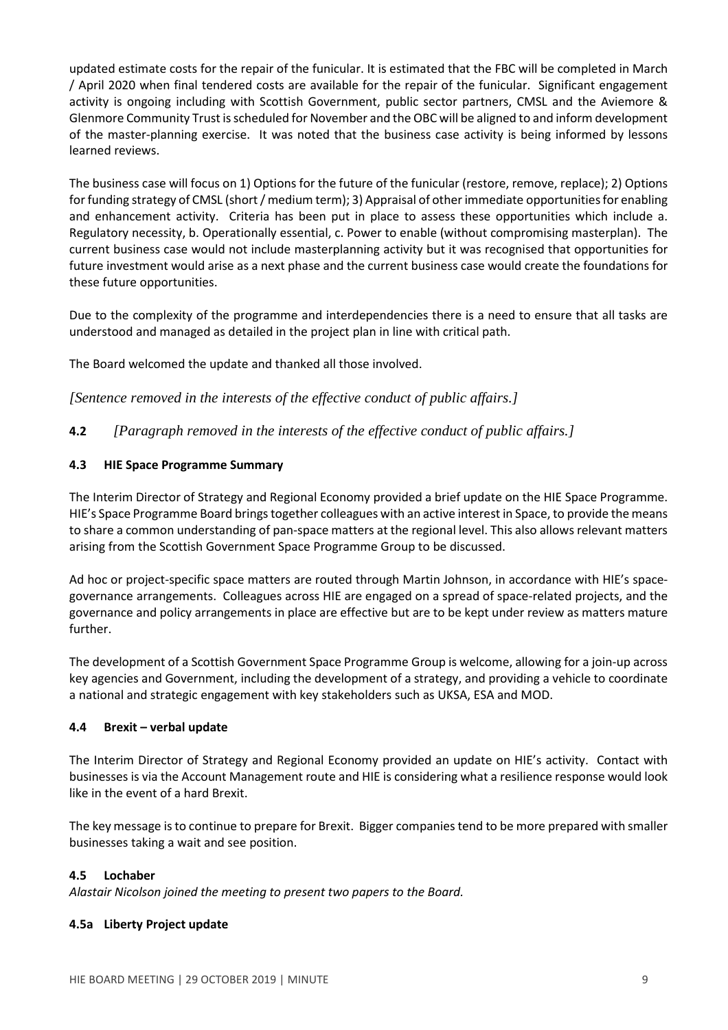updated estimate costs for the repair of the funicular. It is estimated that the FBC will be completed in March / April 2020 when final tendered costs are available for the repair of the funicular. Significant engagement activity is ongoing including with Scottish Government, public sector partners, CMSL and the Aviemore & Glenmore Community Trust is scheduled for November and the OBC will be aligned to and inform development of the master-planning exercise. It was noted that the business case activity is being informed by lessons learned reviews.

The business case will focus on 1) Options for the future of the funicular (restore, remove, replace); 2) Options for funding strategy of CMSL (short / medium term); 3) Appraisal of other immediate opportunities for enabling and enhancement activity. Criteria has been put in place to assess these opportunities which include a. Regulatory necessity, b. Operationally essential, c. Power to enable (without compromising masterplan). The current business case would not include masterplanning activity but it was recognised that opportunities for future investment would arise as a next phase and the current business case would create the foundations for these future opportunities.

Due to the complexity of the programme and interdependencies there is a need to ensure that all tasks are understood and managed as detailed in the project plan in line with critical path.

The Board welcomed the update and thanked all those involved.

*[Sentence removed in the interests of the effective conduct of public affairs.]*

**4.2** *[Paragraph removed in the interests of the effective conduct of public affairs.]*

### 4.3 HIE Space Programme Summary

The Interim Director of Strategy and Regional Economy provided a brief update on the HIE Space Programme. HIE's Space Programme Board brings together colleagues with an active interest in Space, to provide the means to share a common understanding of pan-space matters at the regional level. This also allows relevant matters arising from the Scottish Government Space Programme Group to be discussed.

Ad hoc or project-specific space matters are routed through Martin Johnson, in accordance with HIE's space-governance arrangements. Colleagues across HIE are engaged on a spread of space-related projects, and the governance and policy arrangements in place are effective but are to be kept under review as matters mature further.

The development of a Scottish Government Space Programme Group is welcome, allowing for a join-up across key agencies and Government, including the development of a strategy, and providing a vehicle to coordinate a national and strategic engagement with key stakeholders such as UKSA, ESA and MOD.

### 4.4 Brexit – verbal update

The Interim Director of Strategy and Regional Economy provided an update on HIE's activity. Contact with businesses is via the Account Management route and HIE is considering what a resilience response would look like in the event of a hard Brexit.

The key message is to continue to prepare for Brexit. Bigger companies tend to be more prepared with smaller businesses taking a wait and see position.

### 4.5 Lochaber

*Alastair Nicolson joined the meeting to present two papers to the Board.*

### 4.5a Liberty Project update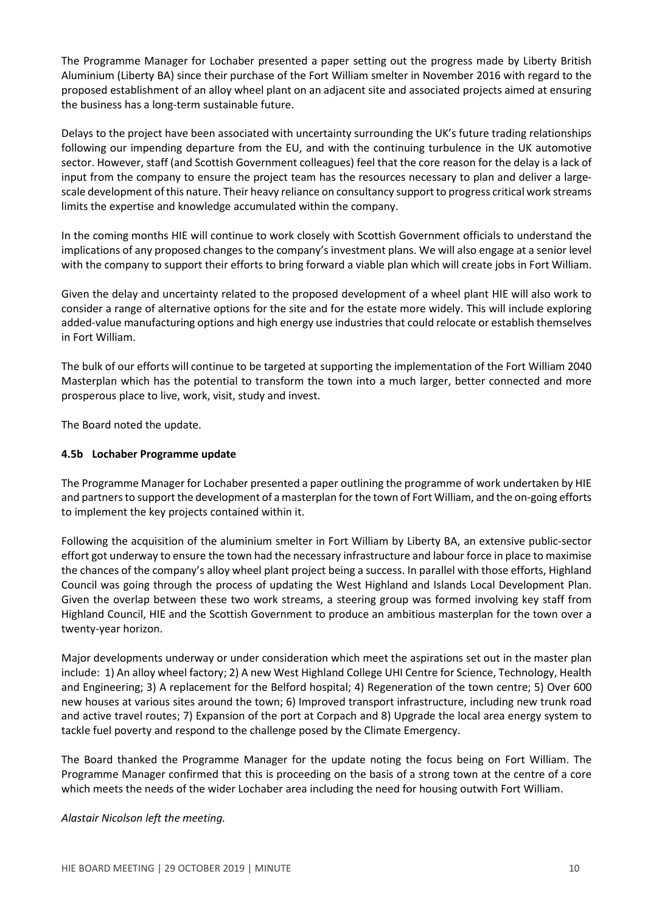The Programme Manager for Lochaber presented a paper setting out the progress made by Liberty British Aluminium (Liberty BA) since their purchase of the Fort William smelter in November 2016 with regard to the proposed establishment of an alloy wheel plant on an adjacent site and associated projects aimed at ensuring the business has a long-term sustainable future.

Delays to the project have been associated with uncertainty surrounding the UK's future trading relationships following our impending departure from the EU, and with the continuing turbulence in the UK automotive sector. However, staff (and Scottish Government colleagues) feel that the core reason for the delay is a lack of input from the company to ensure the project team has the resources necessary to plan and deliver a large-scale development of this nature. Their heavy reliance on consultancy support to progress critical work streams limits the expertise and knowledge accumulated within the company.

In the coming months HIE will continue to work closely with Scottish Government officials to understand the implications of any proposed changes to the company's investment plans. We will also engage at a senior level with the company to support their efforts to bring forward a viable plan which will create jobs in Fort William.

Given the delay and uncertainty related to the proposed development of a wheel plant HIE will also work to consider a range of alternative options for the site and for the estate more widely. This will include exploring added-value manufacturing options and high energy use industries that could relocate or establish themselves in Fort William.

The bulk of our efforts will continue to be targeted at supporting the implementation of the Fort William 2040 Masterplan which has the potential to transform the town into a much larger, better connected and more prosperous place to live, work, visit, study and invest.

The Board noted the update.

#### 4.5b Lochaber Programme update

The Programme Manager for Lochaber presented a paper outlining the programme of work undertaken by HIE and partners to support the development of a masterplan for the town of Fort William, and the on-going efforts to implement the key projects contained within it.

Following the acquisition of the aluminium smelter in Fort William by Liberty BA, an extensive public-sector effort got underway to ensure the town had the necessary infrastructure and labour force in place to maximise the chances of the company's alloy wheel plant project being a success. In parallel with those efforts, Highland Council was going through the process of updating the West Highland and Islands Local Development Plan. Given the overlap between these two work streams, a steering group was formed involving key staff from Highland Council, HIE and the Scottish Government to produce an ambitious masterplan for the town over a twenty-year horizon.

Major developments underway or under consideration which meet the aspirations set out in the master plan include: 1) An alloy wheel factory; 2) A new West Highland College UHI Centre for Science, Technology, Health and Engineering; 3) A replacement for the Belford hospital; 4) Regeneration of the town centre; 5) Over 600 new houses at various sites around the town; 6) Improved transport infrastructure, including new trunk road and active travel routes; 7) Expansion of the port at Corpach and 8) Upgrade the local area energy system to tackle fuel poverty and respond to the challenge posed by the Climate Emergency.

The Board thanked the Programme Manager for the update noting the focus being on Fort William. The Programme Manager confirmed that this is proceeding on the basis of a strong town at the centre of a core which meets the needs of the wider Lochaber area including the need for housing outwith Fort William.

*Alastair Nicolson left the meeting.*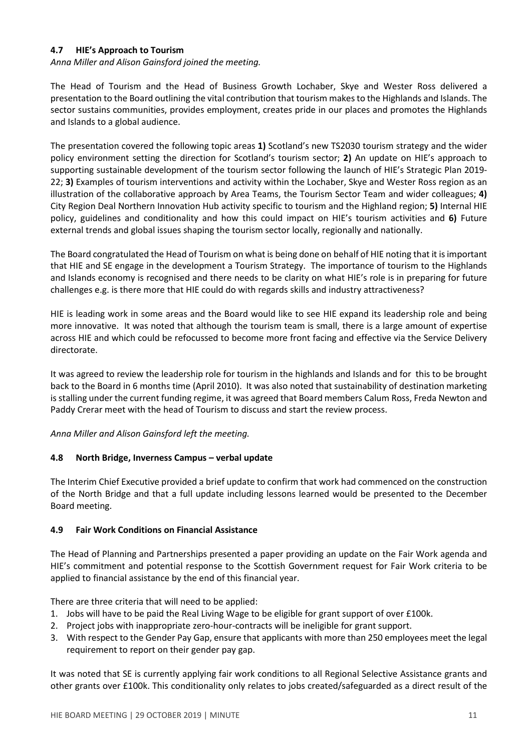### 4.7 HIE's Approach to Tourism

*Anna Miller and Alison Gainsford joined the meeting.*

The Head of Tourism and the Head of Business Growth Lochaber, Skye and Wester Ross delivered a presentation to the Board outlining the vital contribution that tourism makes to the Highlands and Islands. The sector sustains communities, provides employment, creates pride in our places and promotes the Highlands and Islands to a global audience.

The presentation covered the following topic areas **1)** Scotland's new TS2030 tourism strategy and the wider policy environment setting the direction for Scotland's tourism sector; **2)** An update on HIE's approach to supporting sustainable development of the tourism sector following the launch of HIE's Strategic Plan 2019-22; **3)** Examples of tourism interventions and activity within the Lochaber, Skye and Wester Ross region as an illustration of the collaborative approach by Area Teams, the Tourism Sector Team and wider colleagues; **4)** City Region Deal Northern Innovation Hub activity specific to tourism and the Highland region; **5)** Internal HIE policy, guidelines and conditionality and how this could impact on HIE's tourism activities and **6)** Future external trends and global issues shaping the tourism sector locally, regionally and nationally.

The Board congratulated the Head of Tourism on what is being done on behalf of HIE noting that it is important that HIE and SE engage in the development a Tourism Strategy. The importance of tourism to the Highlands and Islands economy is recognised and there needs to be clarity on what HIE's role is in preparing for future challenges e.g. is there more that HIE could do with regards skills and industry attractiveness?

HIE is leading work in some areas and the Board would like to see HIE expand its leadership role and being more innovative. It was noted that although the tourism team is small, there is a large amount of expertise across HIE and which could be refocussed to become more front facing and effective via the Service Delivery directorate.

It was agreed to review the leadership role for tourism in the highlands and Islands and for this to be brought back to the Board in 6 months time (April 2010). It was also noted that sustainability of destination marketing is stalling under the current funding regime, it was agreed that Board members Calum Ross, Freda Newton and Paddy Crerar meet with the head of Tourism to discuss and start the review process.

*Anna Miller and Alison Gainsford left the meeting.*

### 4.8 North Bridge, Inverness Campus – verbal update

The Interim Chief Executive provided a brief update to confirm that work had commenced on the construction of the North Bridge and that a full update including lessons learned would be presented to the December Board meeting.

### 4.9 Fair Work Conditions on Financial Assistance

The Head of Planning and Partnerships presented a paper providing an update on the Fair Work agenda and HIE's commitment and potential response to the Scottish Government request for Fair Work criteria to be applied to financial assistance by the end of this financial year.

There are three criteria that will need to be applied:

1. Jobs will have to be paid the Real Living Wage to be eligible for grant support of over £100k.
2. Project jobs with inappropriate zero-hour-contracts will be ineligible for grant support.
3. With respect to the Gender Pay Gap, ensure that applicants with more than 250 employees meet the legal requirement to report on their gender pay gap.

It was noted that SE is currently applying fair work conditions to all Regional Selective Assistance grants and other grants over £100k. This conditionality only relates to jobs created/safeguarded as a direct result of the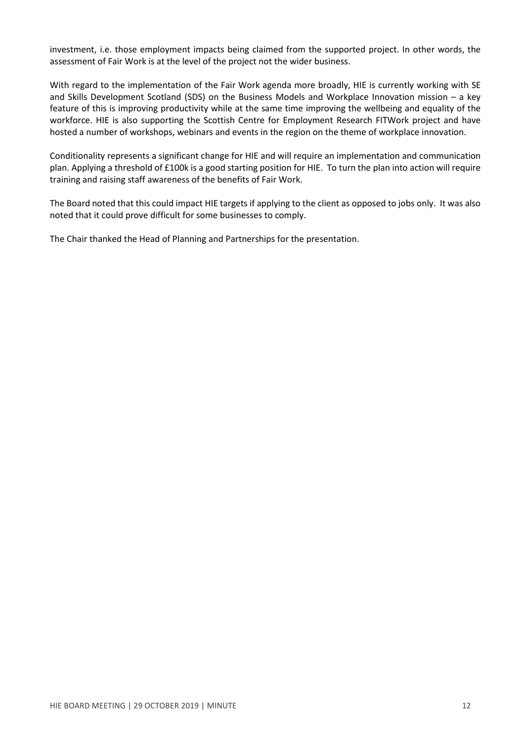investment, i.e. those employment impacts being claimed from the supported project. In other words, the assessment of Fair Work is at the level of the project not the wider business.

With regard to the implementation of the Fair Work agenda more broadly, HIE is currently working with SE and Skills Development Scotland (SDS) on the Business Models and Workplace Innovation mission – a key feature of this is improving productivity while at the same time improving the wellbeing and equality of the workforce. HIE is also supporting the Scottish Centre for Employment Research FITWork project and have hosted a number of workshops, webinars and events in the region on the theme of workplace innovation.

Conditionality represents a significant change for HIE and will require an implementation and communication plan. Applying a threshold of £100k is a good starting position for HIE. To turn the plan into action will require training and raising staff awareness of the benefits of Fair Work.

The Board noted that this could impact HIE targets if applying to the client as opposed to jobs only. It was also noted that it could prove difficult for some businesses to comply.

The Chair thanked the Head of Planning and Partnerships for the presentation.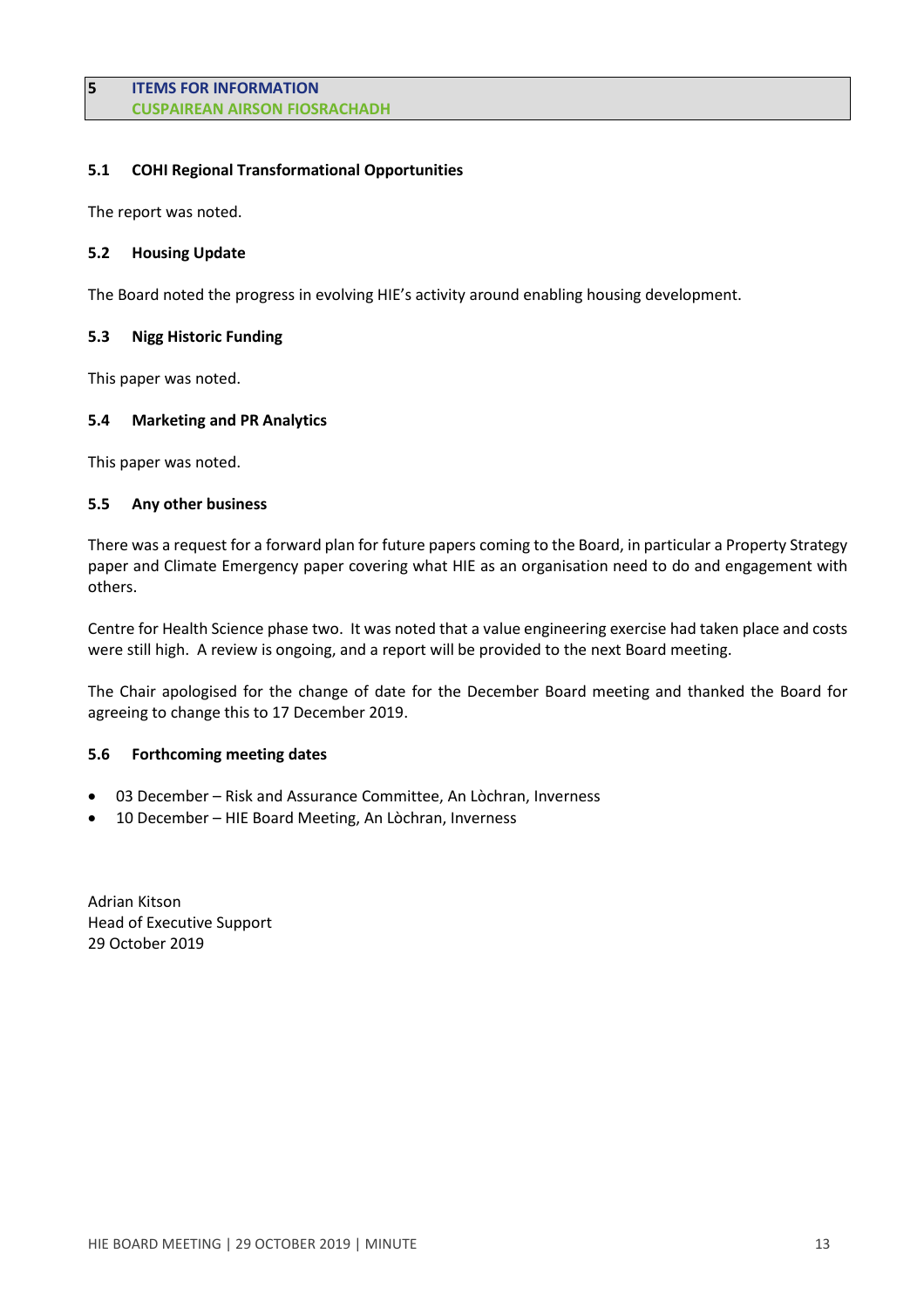## 5 ITEMS FOR INFORMATION
## CUSPAIREAN AIRSON FIOSRACHADH

### 5.1 COHI Regional Transformational Opportunities

The report was noted.

### 5.2 Housing Update

The Board noted the progress in evolving HIE's activity around enabling housing development.

### 5.3 Nigg Historic Funding

This paper was noted.

### 5.4 Marketing and PR Analytics

This paper was noted.

### 5.5 Any other business

There was a request for a forward plan for future papers coming to the Board, in particular a Property Strategy paper and Climate Emergency paper covering what HIE as an organisation need to do and engagement with others.

Centre for Health Science phase two. It was noted that a value engineering exercise had taken place and costs were still high. A review is ongoing, and a report will be provided to the next Board meeting.

The Chair apologised for the change of date for the December Board meeting and thanked the Board for agreeing to change this to 17 December 2019.

### 5.6 Forthcoming meeting dates

- 03 December – Risk and Assurance Committee, An Lòchran, Inverness
- 10 December – HIE Board Meeting, An Lòchran, Inverness

Adrian Kitson
Head of Executive Support
29 October 2019